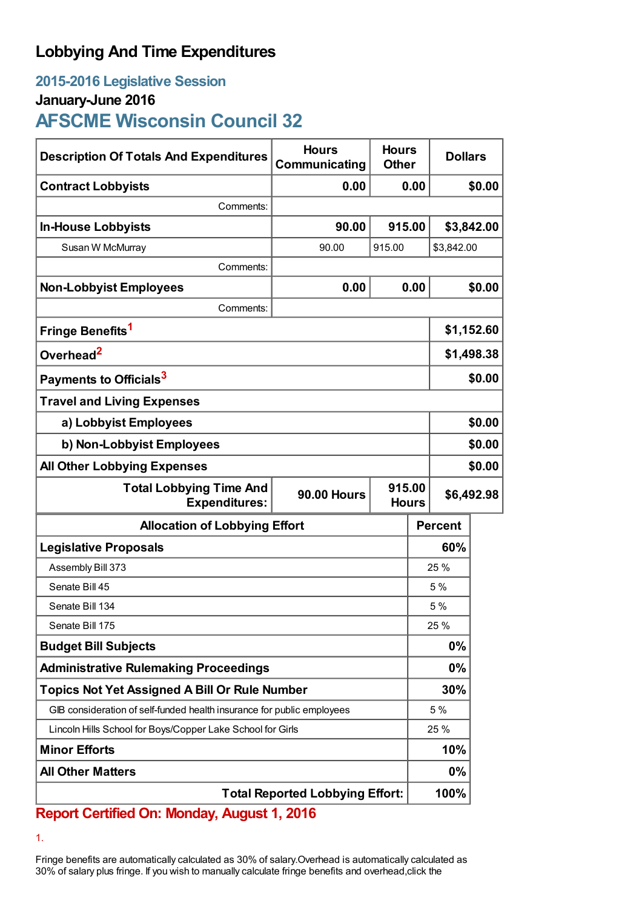# Lobbying And Time Expenditures

## 2015-2016 Legislative Session

### January-June 2016

## AFSCME Wisconsin Council 32

| Description Of Totals And Expenditures | Hours Communicating | Hours Other | Dollars |
|---|---|---|---|
| **Contract Lobbyists** | **0.00** | **0.00** | **$0.00** |
| Comments: | | | |
| **In-House Lobbyists** | **90.00** | **915.00** | **$3,842.00** |
| Susan W McMurray | 90.00 | 915.00 | $3,842.00 |
| Comments: | | | |
| **Non-Lobbyist Employees** | **0.00** | **0.00** | **$0.00** |
| Comments: | | | |
| **Fringe Benefits**[1] | | | **$1,152.60** |
| **Overhead**[2] | | | **$1,498.38** |
| **Payments to Officials**[3] | | | **$0.00** |
| **Travel and Living Expenses** | | | |
| **a) Lobbyist Employees** | | | **$0.00** |
| **b) Non-Lobbyist Employees** | | | **$0.00** |
| **All Other Lobbying Expenses** | | | **$0.00** |
| **Total Lobbying Time And Expenditures:** | **90.00 Hours** | **915.00 Hours** | **$6,492.98** |

| Allocation of Lobbying Effort | Percent |
|---|---|
| **Legislative Proposals** | **60%** |
| Assembly Bill 373 | 25 % |
| Senate Bill 45 | 5 % |
| Senate Bill 134 | 5 % |
| Senate Bill 175 | 25 % |
| **Budget Bill Subjects** | **0%** |
| **Administrative Rulemaking Proceedings** | **0%** |
| **Topics Not Yet Assigned A Bill Or Rule Number** | **30%** |
| GIB consideration of self-funded health insurance for public employees | 5 % |
| Lincoln Hills School for Boys/Copper Lake School for Girls | 25 % |
| **Minor Efforts** | **10%** |
| **All Other Matters** | **0%** |
| **Total Reported Lobbying Effort:** | **100%** |

**Report Certified On: Monday, August 1, 2016**

1.

Fringe benefits are automatically calculated as 30% of salary.Overhead is automatically calculated as 30% of salary plus fringe. If you wish to manually calculate fringe benefits and overhead,click the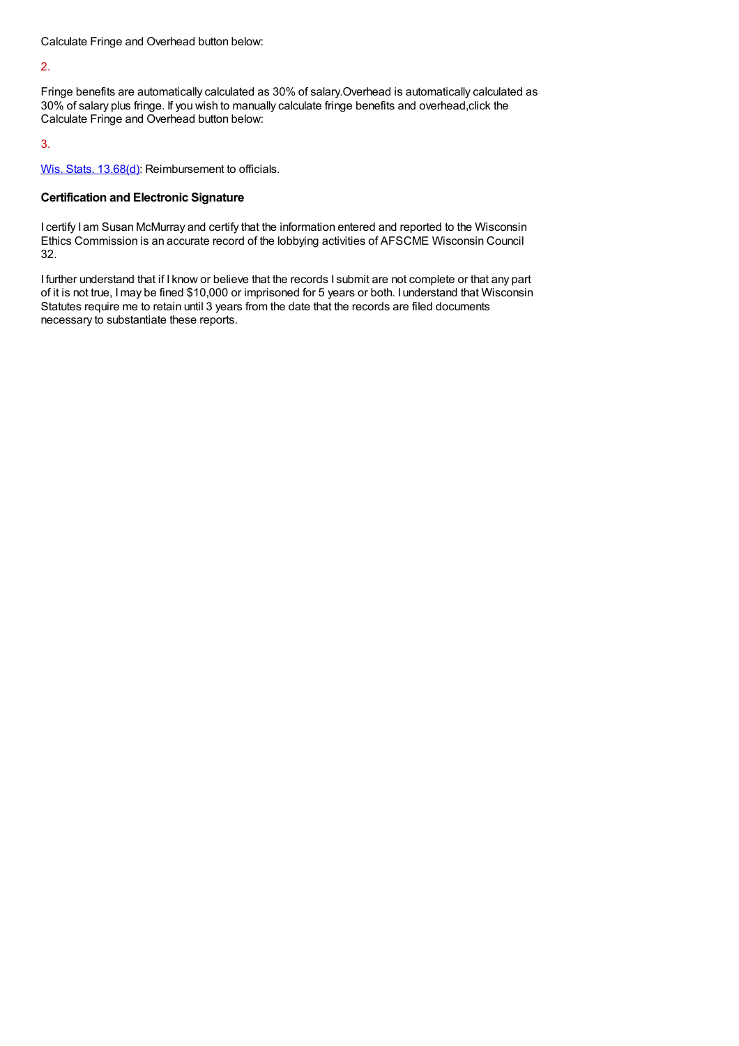Calculate Fringe and Overhead button below:

2.

Fringe benefits are automatically calculated as 30% of salary.Overhead is automatically calculated as 30% of salary plus fringe. If you wish to manually calculate fringe benefits and overhead,click the Calculate Fringe and Overhead button below:

3.

[Wis. Stats. 13.68(d)](): Reimbursement to officials.

**Certification and Electronic Signature**

I certify I am Susan McMurray and certify that the information entered and reported to the Wisconsin Ethics Commission is an accurate record of the lobbying activities of AFSCME Wisconsin Council 32.

I further understand that if I know or believe that the records I submit are not complete or that any part of it is not true, I may be fined $10,000 or imprisoned for 5 years or both. I understand that Wisconsin Statutes require me to retain until 3 years from the date that the records are filed documents necessary to substantiate these reports.